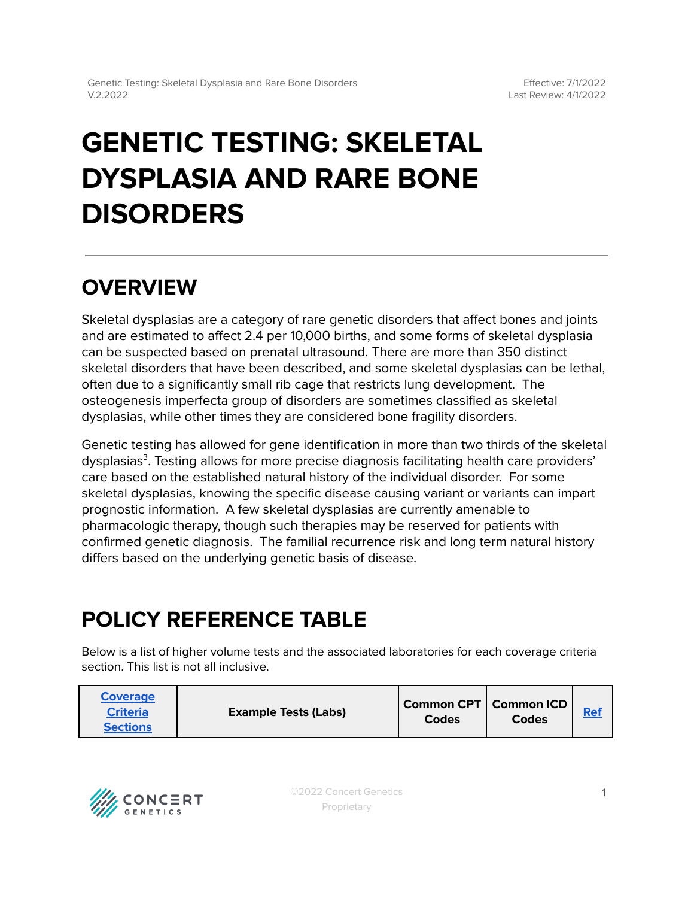# GENETIC TESTING: SKELETAL DYSPLASIA AND RARE BONE DISORDERS

## OVERVIEW

Skeletal dysplasias are a category of rare genetic disorders that affect bones and joints and are estimated to affect 2.4 per 10,000 births, and some forms of skeletal dysplasia can be suspected based on prenatal ultrasound. There are more than 350 distinct skeletal disorders that have been described, and some skeletal dysplasias can be lethal, often due to a significantly small rib cage that restricts lung development. The osteogenesis imperfecta group of disorders are sometimes classified as skeletal dysplasias, while other times they are considered bone fragility disorders.

Genetic testing has allowed for gene identification in more than two thirds of the skeletal dysplasias[3]. Testing allows for more precise diagnosis facilitating health care providers' care based on the established natural history of the individual disorder. For some skeletal dysplasias, knowing the specific disease causing variant or variants can impart prognostic information. A few skeletal dysplasias are currently amenable to pharmacologic therapy, though such therapies may be reserved for patients with confirmed genetic diagnosis. The familial recurrence risk and long term natural history differs based on the underlying genetic basis of disease.

## POLICY REFERENCE TABLE

Below is a list of higher volume tests and the associated laboratories for each coverage criteria section. This list is not all inclusive.

| Coverage Criteria Sections | Example Tests (Labs) | Common CPT Codes | Common ICD Codes | Ref |
|---|---|---|---|---|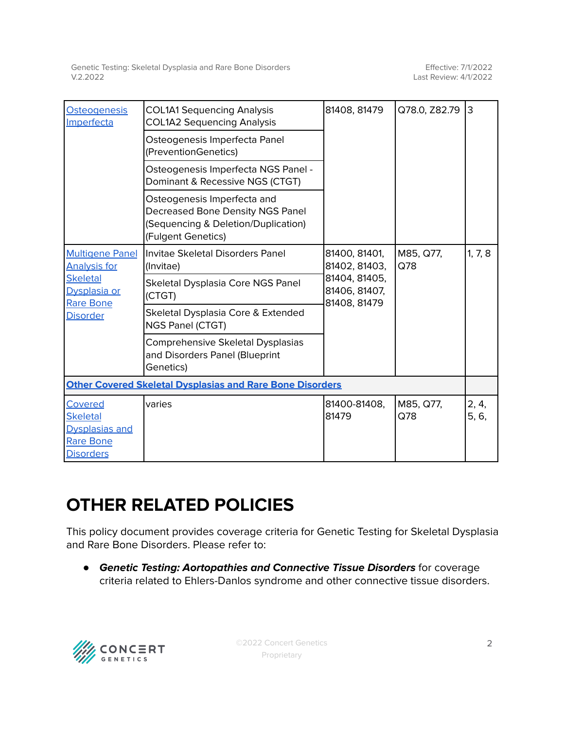| | | | | |
|---|---|---|---|---|
| Osteogenesis Imperfecta | COL1A1 Sequencing Analysis COL1A2 Sequencing Analysis | 81408, 81479 | Q78.0, Z82.79 | 3 |
| | Osteogenesis Imperfecta Panel (PreventionGenetics) | | | |
| | Osteogenesis Imperfecta NGS Panel - Dominant & Recessive NGS (CTGT) | | | |
| | Osteogenesis Imperfecta and Decreased Bone Density NGS Panel (Sequencing & Deletion/Duplication) (Fulgent Genetics) | | | |
| Multigene Panel Analysis for Skeletal Dysplasia or Rare Bone Disorder | Invitae Skeletal Disorders Panel (Invitae) | 81400, 81401, 81402, 81403, 81404, 81405, 81406, 81407, 81408, 81479 | M85, Q77, Q78 | 1, 7, 8 |
| | Skeletal Dysplasia Core NGS Panel (CTGT) | | | |
| | Skeletal Dysplasia Core & Extended NGS Panel (CTGT) | | | |
| | Comprehensive Skeletal Dysplasias and Disorders Panel (Blueprint Genetics) | | | |
| **Other Covered Skeletal Dysplasias and Rare Bone Disorders** | | | | |
| Covered Skeletal Dysplasias and Rare Bone Disorders | varies | 81400-81408, 81479 | M85, Q77, Q78 | 2, 4, 5, 6, |

# OTHER RELATED POLICIES

This policy document provides coverage criteria for Genetic Testing for Skeletal Dysplasia and Rare Bone Disorders. Please refer to:

- ***Genetic Testing: Aortopathies and Connective Tissue Disorders*** for coverage criteria related to Ehlers-Danlos syndrome and other connective tissue disorders.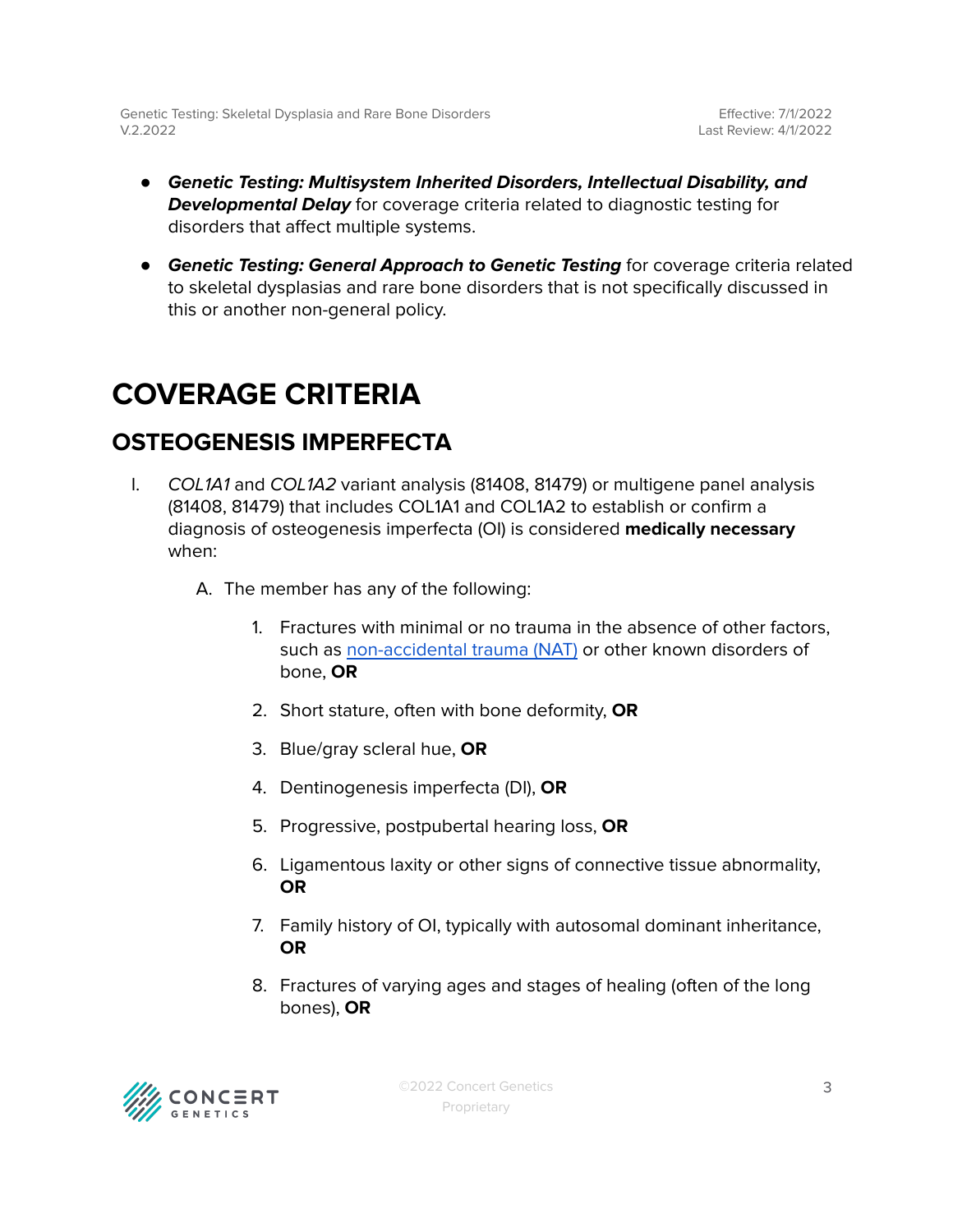- ***Genetic Testing: Multisystem Inherited Disorders, Intellectual Disability, and Developmental Delay*** for coverage criteria related to diagnostic testing for disorders that affect multiple systems.

- ***Genetic Testing: General Approach to Genetic Testing*** for coverage criteria related to skeletal dysplasias and rare bone disorders that is not specifically discussed in this or another non-general policy.

# COVERAGE CRITERIA

## OSTEOGENESIS IMPERFECTA

I. *COL1A1* and *COL1A2* variant analysis (81408, 81479) or multigene panel analysis (81408, 81479) that includes COL1A1 and COL1A2 to establish or confirm a diagnosis of osteogenesis imperfecta (OI) is considered **medically necessary** when:

   A. The member has any of the following:

      1. Fractures with minimal or no trauma in the absence of other factors, such as non-accidental trauma (NAT) or other known disorders of bone, **OR**

      2. Short stature, often with bone deformity, **OR**

      3. Blue/gray scleral hue, **OR**

      4. Dentinogenesis imperfecta (DI), **OR**

      5. Progressive, postpubertal hearing loss, **OR**

      6. Ligamentous laxity or other signs of connective tissue abnormality, **OR**

      7. Family history of OI, typically with autosomal dominant inheritance, **OR**

      8. Fractures of varying ages and stages of healing (often of the long bones), **OR**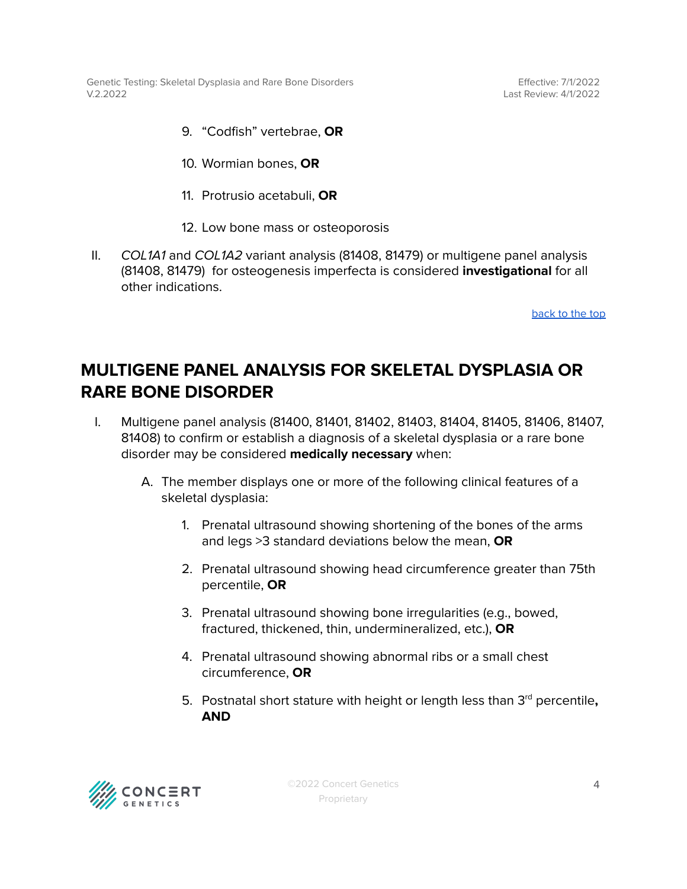9. "Codfish" vertebrae, **OR**

10. Wormian bones, **OR**

11. Protrusio acetabuli, **OR**

12. Low bone mass or osteoporosis

II. *COL1A1* and *COL1A2* variant analysis (81408, 81479) or multigene panel analysis (81408, 81479) for osteogenesis imperfecta is considered **investigational** for all other indications.

back to the top

## MULTIGENE PANEL ANALYSIS FOR SKELETAL DYSPLASIA OR RARE BONE DISORDER

I. Multigene panel analysis (81400, 81401, 81402, 81403, 81404, 81405, 81406, 81407, 81408) to confirm or establish a diagnosis of a skeletal dysplasia or a rare bone disorder may be considered **medically necessary** when:

   A. The member displays one or more of the following clinical features of a skeletal dysplasia:

      1. Prenatal ultrasound showing shortening of the bones of the arms and legs >3 standard deviations below the mean, **OR**

      2. Prenatal ultrasound showing head circumference greater than 75th percentile, **OR**

      3. Prenatal ultrasound showing bone irregularities (e.g., bowed, fractured, thickened, thin, undermineralized, etc.), **OR**

      4. Prenatal ultrasound showing abnormal ribs or a small chest circumference, **OR**

      5. Postnatal short stature with height or length less than 3rd percentile**, AND**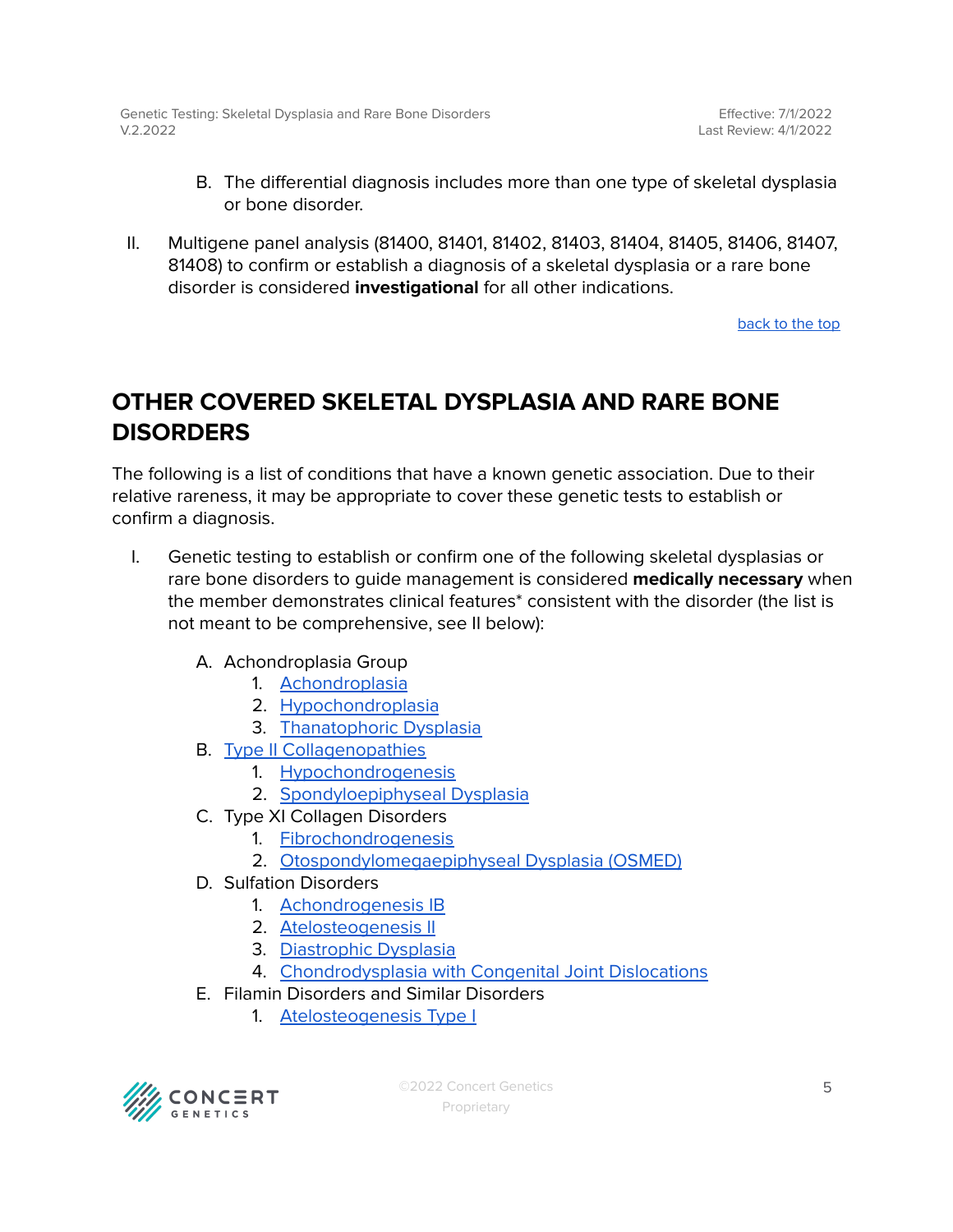B. The differential diagnosis includes more than one type of skeletal dysplasia or bone disorder.

II. Multigene panel analysis (81400, 81401, 81402, 81403, 81404, 81405, 81406, 81407, 81408) to confirm or establish a diagnosis of a skeletal dysplasia or a rare bone disorder is considered **investigational** for all other indications.

back to the top

## OTHER COVERED SKELETAL DYSPLASIA AND RARE BONE DISORDERS

The following is a list of conditions that have a known genetic association. Due to their relative rareness, it may be appropriate to cover these genetic tests to establish or confirm a diagnosis.

I. Genetic testing to establish or confirm one of the following skeletal dysplasias or rare bone disorders to guide management is considered **medically necessary** when the member demonstrates clinical features* consistent with the disorder (the list is not meant to be comprehensive, see II below):

   A. Achondroplasia Group
      1. Achondroplasia
      2. Hypochondroplasia
      3. Thanatophoric Dysplasia
   B. Type II Collagenopathies
      1. Hypochondrogenesis
      2. Spondyloepiphyseal Dysplasia
   C. Type XI Collagen Disorders
      1. Fibrochondrogenesis
      2. Otospondylomegaepiphyseal Dysplasia (OSMED)
   D. Sulfation Disorders
      1. Achondrogenesis IB
      2. Atelosteogenesis II
      3. Diastrophic Dysplasia
      4. Chondrodysplasia with Congenital Joint Dislocations
   E. Filamin Disorders and Similar Disorders
      1. Atelosteogenesis Type I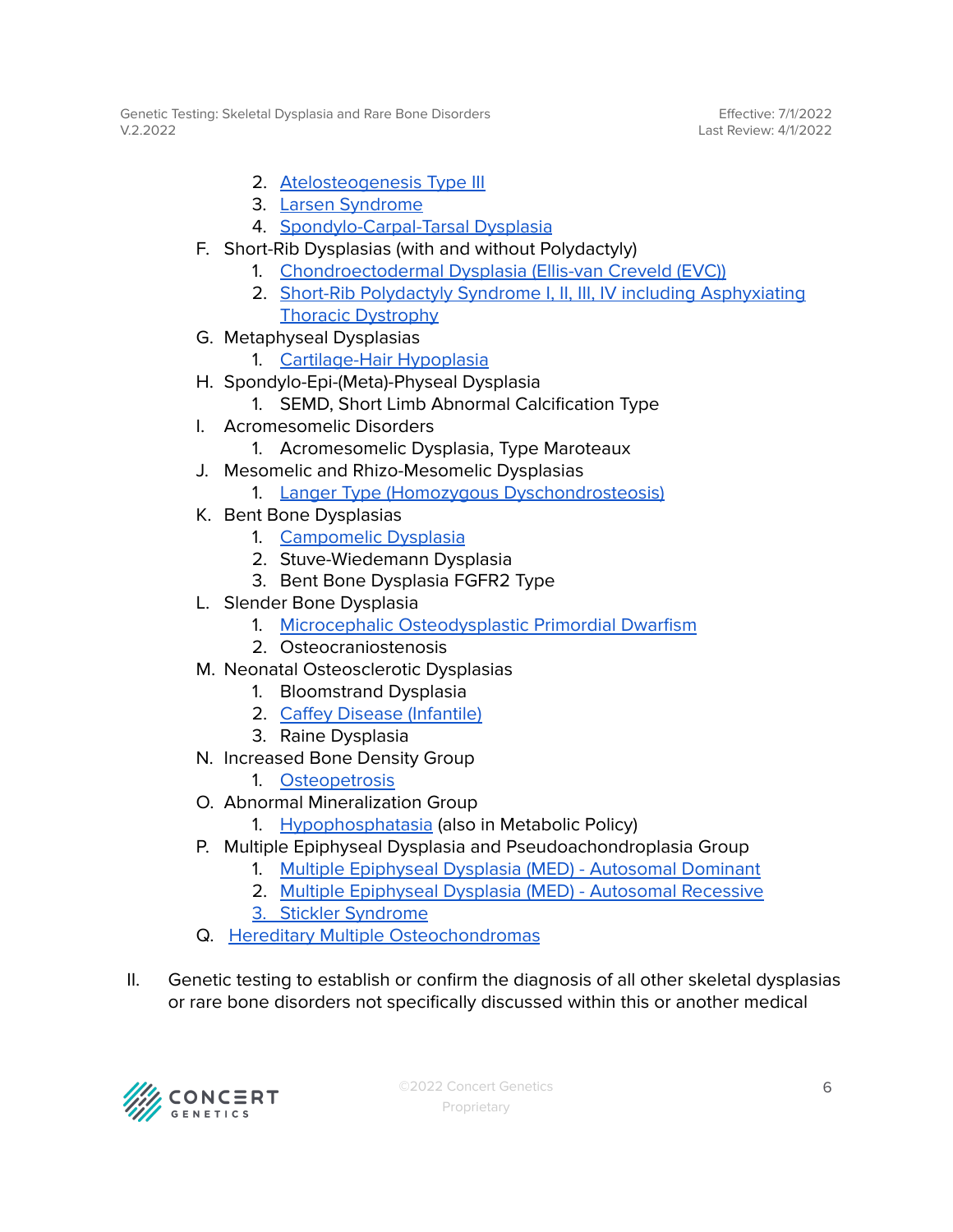2. Atelosteogenesis Type III
3. Larsen Syndrome
4. Spondylo-Carpal-Tarsal Dysplasia

F. Short-Rib Dysplasias (with and without Polydactyly)
1. Chondroectodermal Dysplasia (Ellis-van Creveld (EVC))
2. Short-Rib Polydactyly Syndrome I, II, III, IV including Asphyxiating Thoracic Dystrophy

G. Metaphyseal Dysplasias
1. Cartilage-Hair Hypoplasia

H. Spondylo-Epi-(Meta)-Physeal Dysplasia
1. SEMD, Short Limb Abnormal Calcification Type

I. Acromesomelic Disorders
1. Acromesomelic Dysplasia, Type Maroteaux

J. Mesomelic and Rhizo-Mesomelic Dysplasias
1. Langer Type (Homozygous Dyschondrosteosis)

K. Bent Bone Dysplasias
1. Campomelic Dysplasia
2. Stuve-Wiedemann Dysplasia
3. Bent Bone Dysplasia FGFR2 Type

L. Slender Bone Dysplasia
1. Microcephalic Osteodysplastic Primordial Dwarfism
2. Osteocraniostenosis

M. Neonatal Osteosclerotic Dysplasias
1. Bloomstrand Dysplasia
2. Caffey Disease (Infantile)
3. Raine Dysplasia

N. Increased Bone Density Group
1. Osteopetrosis

O. Abnormal Mineralization Group
1. Hypophosphatasia (also in Metabolic Policy)

P. Multiple Epiphyseal Dysplasia and Pseudoachondroplasia Group
1. Multiple Epiphyseal Dysplasia (MED) - Autosomal Dominant
2. Multiple Epiphyseal Dysplasia (MED) - Autosomal Recessive
3. Stickler Syndrome

Q. Hereditary Multiple Osteochondromas

II. Genetic testing to establish or confirm the diagnosis of all other skeletal dysplasias or rare bone disorders not specifically discussed within this or another medical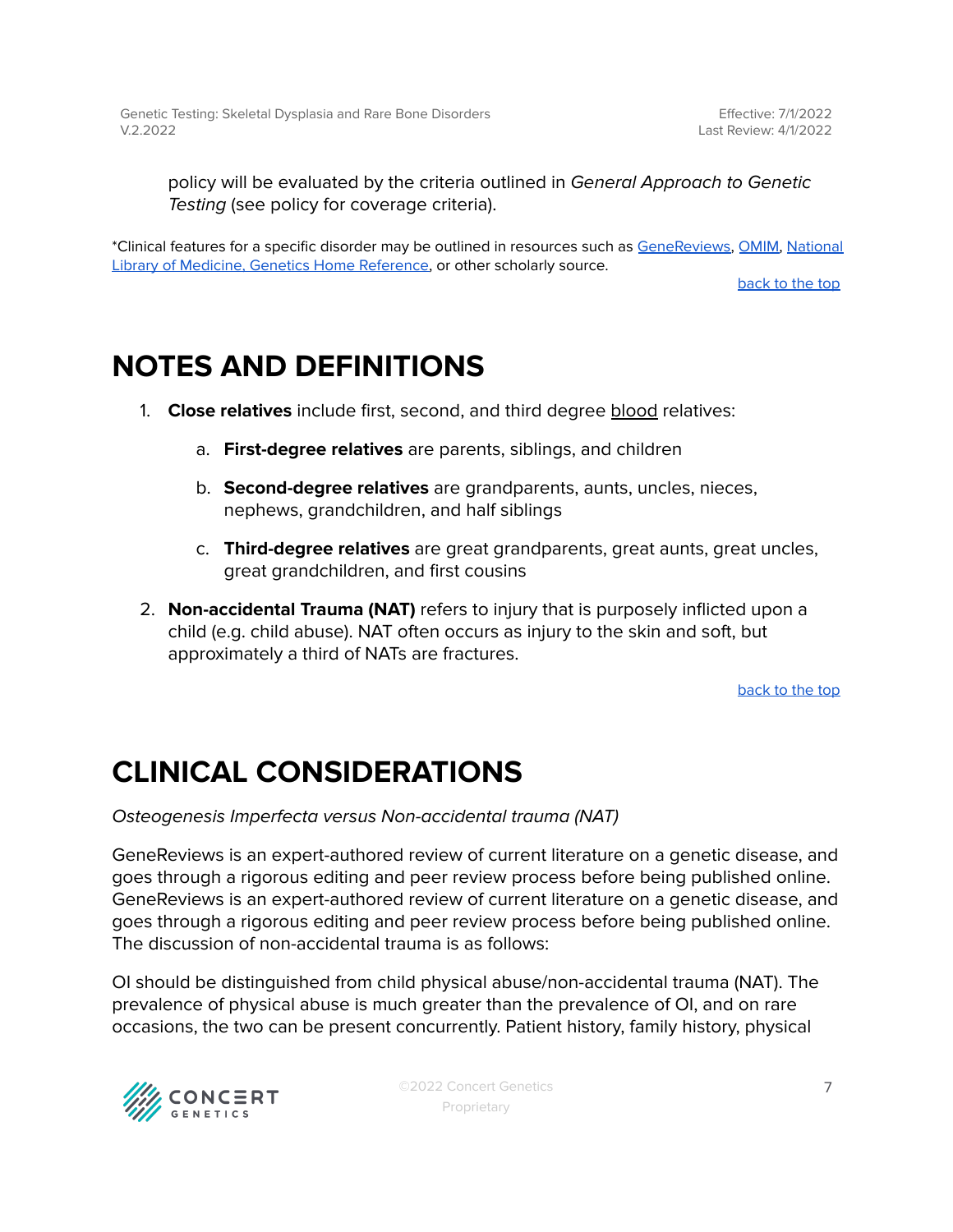policy will be evaluated by the criteria outlined in *General Approach to Genetic Testing* (see policy for coverage criteria).

*Clinical features for a specific disorder may be outlined in resources such as [GeneReviews](), [OMIM](), [National Library of Medicine, Genetics Home Reference](), or other scholarly source.

[back to the top]()

# NOTES AND DEFINITIONS

1. **Close relatives** include first, second, and third degree blood relatives:
   a. **First-degree relatives** are parents, siblings, and children
   b. **Second-degree relatives** are grandparents, aunts, uncles, nieces, nephews, grandchildren, and half siblings
   c. **Third-degree relatives** are great grandparents, great aunts, great uncles, great grandchildren, and first cousins
2. **Non-accidental Trauma (NAT)** refers to injury that is purposely inflicted upon a child (e.g. child abuse). NAT often occurs as injury to the skin and soft, but approximately a third of NATs are fractures.

[back to the top]()

# CLINICAL CONSIDERATIONS

*Osteogenesis Imperfecta versus Non-accidental trauma (NAT)*

GeneReviews is an expert-authored review of current literature on a genetic disease, and goes through a rigorous editing and peer review process before being published online. GeneReviews is an expert-authored review of current literature on a genetic disease, and goes through a rigorous editing and peer review process before being published online. The discussion of non-accidental trauma is as follows:

OI should be distinguished from child physical abuse/non-accidental trauma (NAT). The prevalence of physical abuse is much greater than the prevalence of OI, and on rare occasions, the two can be present concurrently. Patient history, family history, physical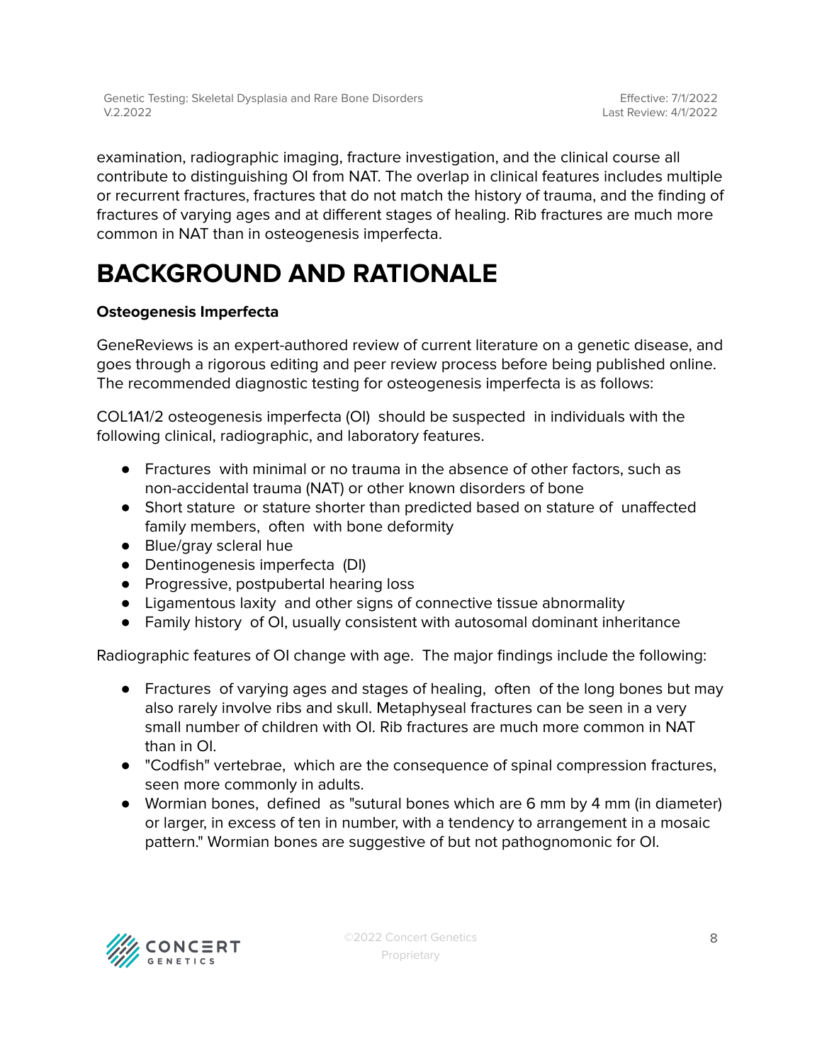examination, radiographic imaging, fracture investigation, and the clinical course all contribute to distinguishing OI from NAT. The overlap in clinical features includes multiple or recurrent fractures, fractures that do not match the history of trauma, and the finding of fractures of varying ages and at different stages of healing. Rib fractures are much more common in NAT than in osteogenesis imperfecta.

# BACKGROUND AND RATIONALE

**Osteogenesis Imperfecta**

GeneReviews is an expert-authored review of current literature on a genetic disease, and goes through a rigorous editing and peer review process before being published online. The recommended diagnostic testing for osteogenesis imperfecta is as follows:

COL1A1/2 osteogenesis imperfecta (OI) should be suspected in individuals with the following clinical, radiographic, and laboratory features.

- Fractures with minimal or no trauma in the absence of other factors, such as non-accidental trauma (NAT) or other known disorders of bone
- Short stature or stature shorter than predicted based on stature of unaffected family members, often with bone deformity
- Blue/gray scleral hue
- Dentinogenesis imperfecta (DI)
- Progressive, postpubertal hearing loss
- Ligamentous laxity and other signs of connective tissue abnormality
- Family history of OI, usually consistent with autosomal dominant inheritance

Radiographic features of OI change with age. The major findings include the following:

- Fractures of varying ages and stages of healing, often of the long bones but may also rarely involve ribs and skull. Metaphyseal fractures can be seen in a very small number of children with OI. Rib fractures are much more common in NAT than in OI.
- "Codfish" vertebrae, which are the consequence of spinal compression fractures, seen more commonly in adults.
- Wormian bones, defined as "sutural bones which are 6 mm by 4 mm (in diameter) or larger, in excess of ten in number, with a tendency to arrangement in a mosaic pattern." Wormian bones are suggestive of but not pathognomonic for OI.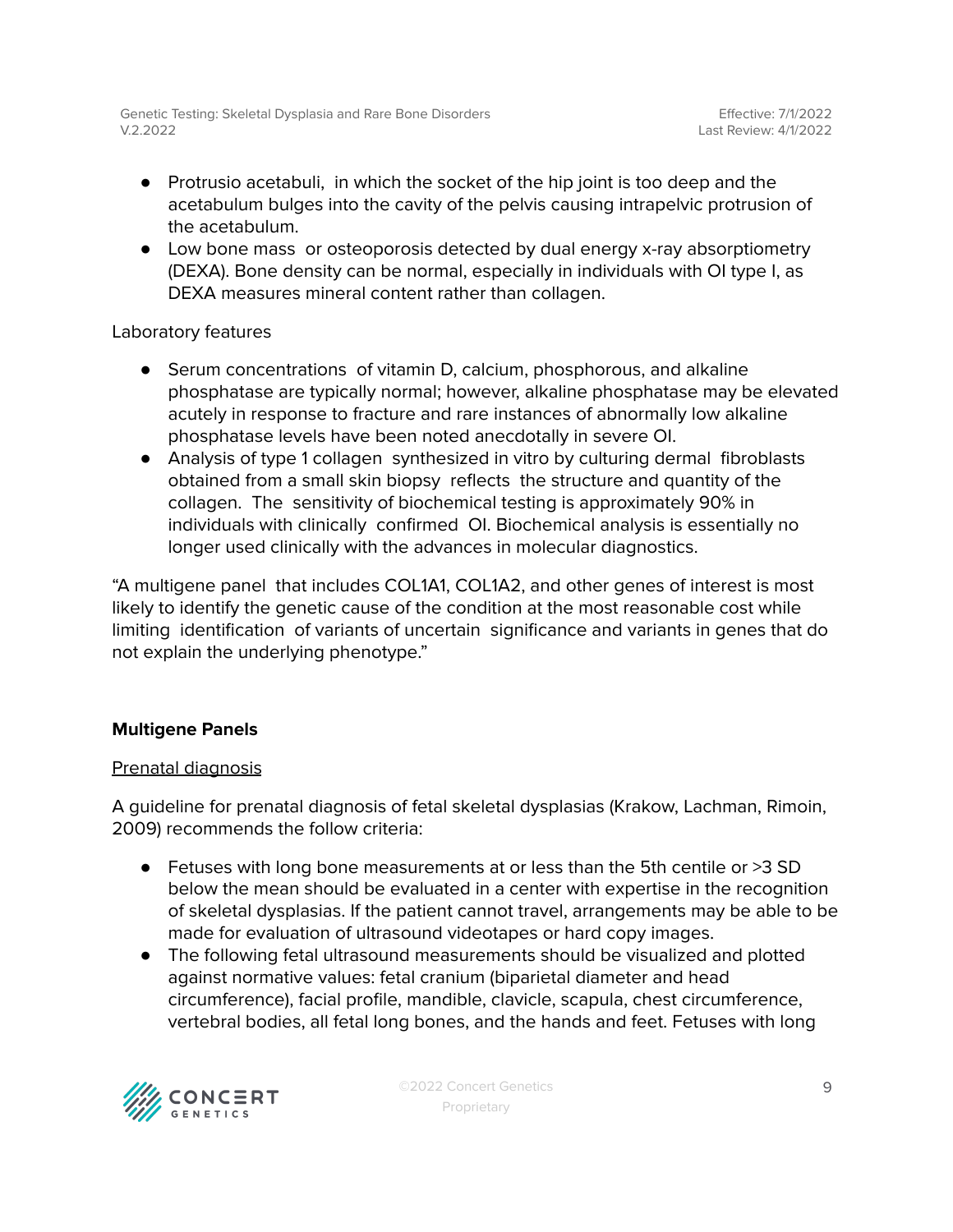- Protrusio acetabuli, in which the socket of the hip joint is too deep and the acetabulum bulges into the cavity of the pelvis causing intrapelvic protrusion of the acetabulum.
- Low bone mass or osteoporosis detected by dual energy x-ray absorptiometry (DEXA). Bone density can be normal, especially in individuals with OI type I, as DEXA measures mineral content rather than collagen.

Laboratory features

- Serum concentrations of vitamin D, calcium, phosphorous, and alkaline phosphatase are typically normal; however, alkaline phosphatase may be elevated acutely in response to fracture and rare instances of abnormally low alkaline phosphatase levels have been noted anecdotally in severe OI.
- Analysis of type 1 collagen synthesized in vitro by culturing dermal fibroblasts obtained from a small skin biopsy reflects the structure and quantity of the collagen. The sensitivity of biochemical testing is approximately 90% in individuals with clinically confirmed OI. Biochemical analysis is essentially no longer used clinically with the advances in molecular diagnostics.

"A multigene panel that includes COL1A1, COL1A2, and other genes of interest is most likely to identify the genetic cause of the condition at the most reasonable cost while limiting identification of variants of uncertain significance and variants in genes that do not explain the underlying phenotype."

**Multigene Panels**

Prenatal diagnosis

A guideline for prenatal diagnosis of fetal skeletal dysplasias (Krakow, Lachman, Rimoin, 2009) recommends the follow criteria:

- Fetuses with long bone measurements at or less than the 5th centile or >3 SD below the mean should be evaluated in a center with expertise in the recognition of skeletal dysplasias. If the patient cannot travel, arrangements may be able to be made for evaluation of ultrasound videotapes or hard copy images.
- The following fetal ultrasound measurements should be visualized and plotted against normative values: fetal cranium (biparietal diameter and head circumference), facial profile, mandible, clavicle, scapula, chest circumference, vertebral bodies, all fetal long bones, and the hands and feet. Fetuses with long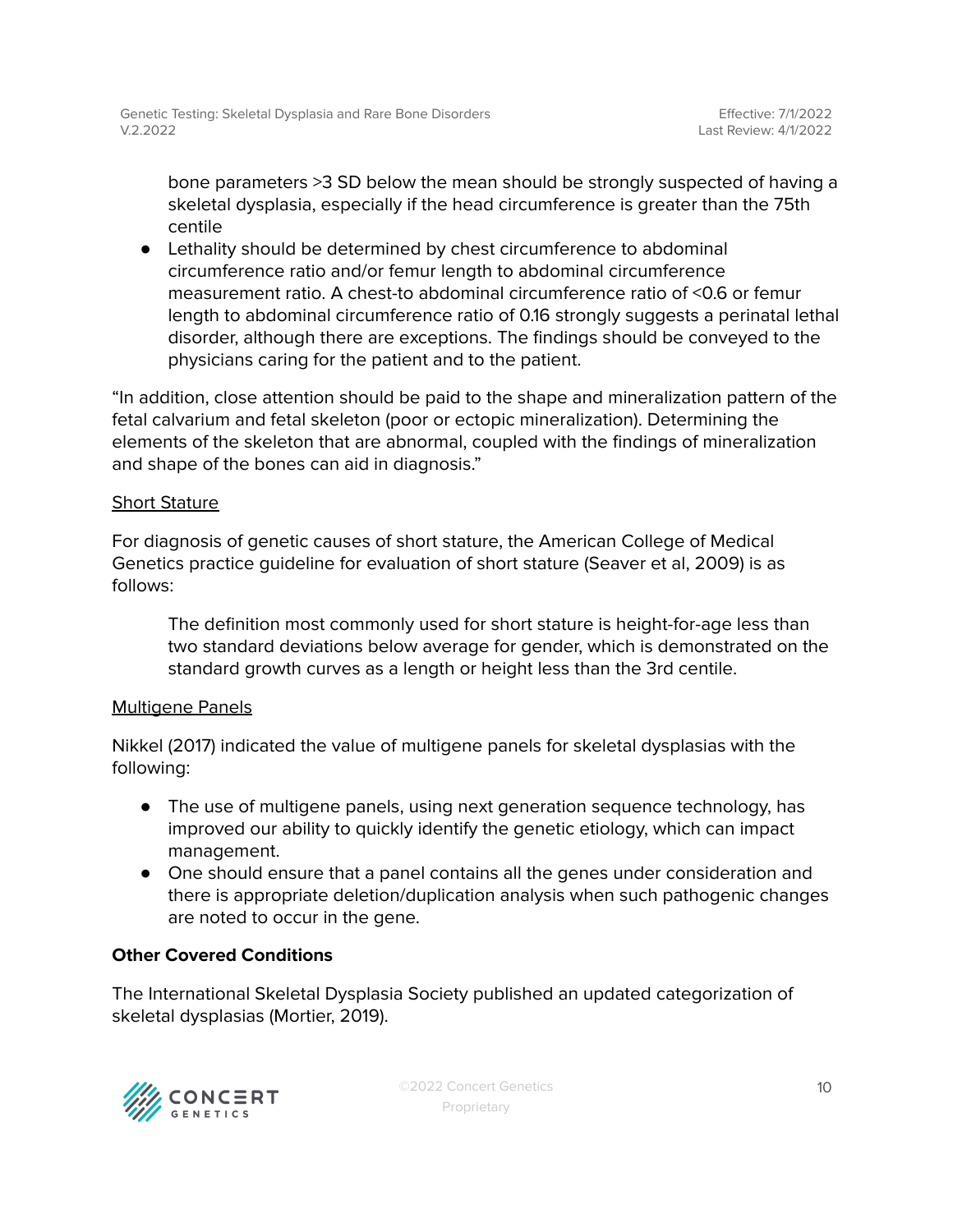bone parameters >3 SD below the mean should be strongly suspected of having a skeletal dysplasia, especially if the head circumference is greater than the 75th centile

- Lethality should be determined by chest circumference to abdominal circumference ratio and/or femur length to abdominal circumference measurement ratio. A chest-to abdominal circumference ratio of <0.6 or femur length to abdominal circumference ratio of 0.16 strongly suggests a perinatal lethal disorder, although there are exceptions. The findings should be conveyed to the physicians caring for the patient and to the patient.

"In addition, close attention should be paid to the shape and mineralization pattern of the fetal calvarium and fetal skeleton (poor or ectopic mineralization). Determining the elements of the skeleton that are abnormal, coupled with the findings of mineralization and shape of the bones can aid in diagnosis."

<u>Short Stature</u>

For diagnosis of genetic causes of short stature, the American College of Medical Genetics practice guideline for evaluation of short stature (Seaver et al, 2009) is as follows:

> The definition most commonly used for short stature is height-for-age less than two standard deviations below average for gender, which is demonstrated on the standard growth curves as a length or height less than the 3rd centile.

<u>Multigene Panels</u>

Nikkel (2017) indicated the value of multigene panels for skeletal dysplasias with the following:

- The use of multigene panels, using next generation sequence technology, has improved our ability to quickly identify the genetic etiology, which can impact management.
- One should ensure that a panel contains all the genes under consideration and there is appropriate deletion/duplication analysis when such pathogenic changes are noted to occur in the gene.

**Other Covered Conditions**

The International Skeletal Dysplasia Society published an updated categorization of skeletal dysplasias (Mortier, 2019).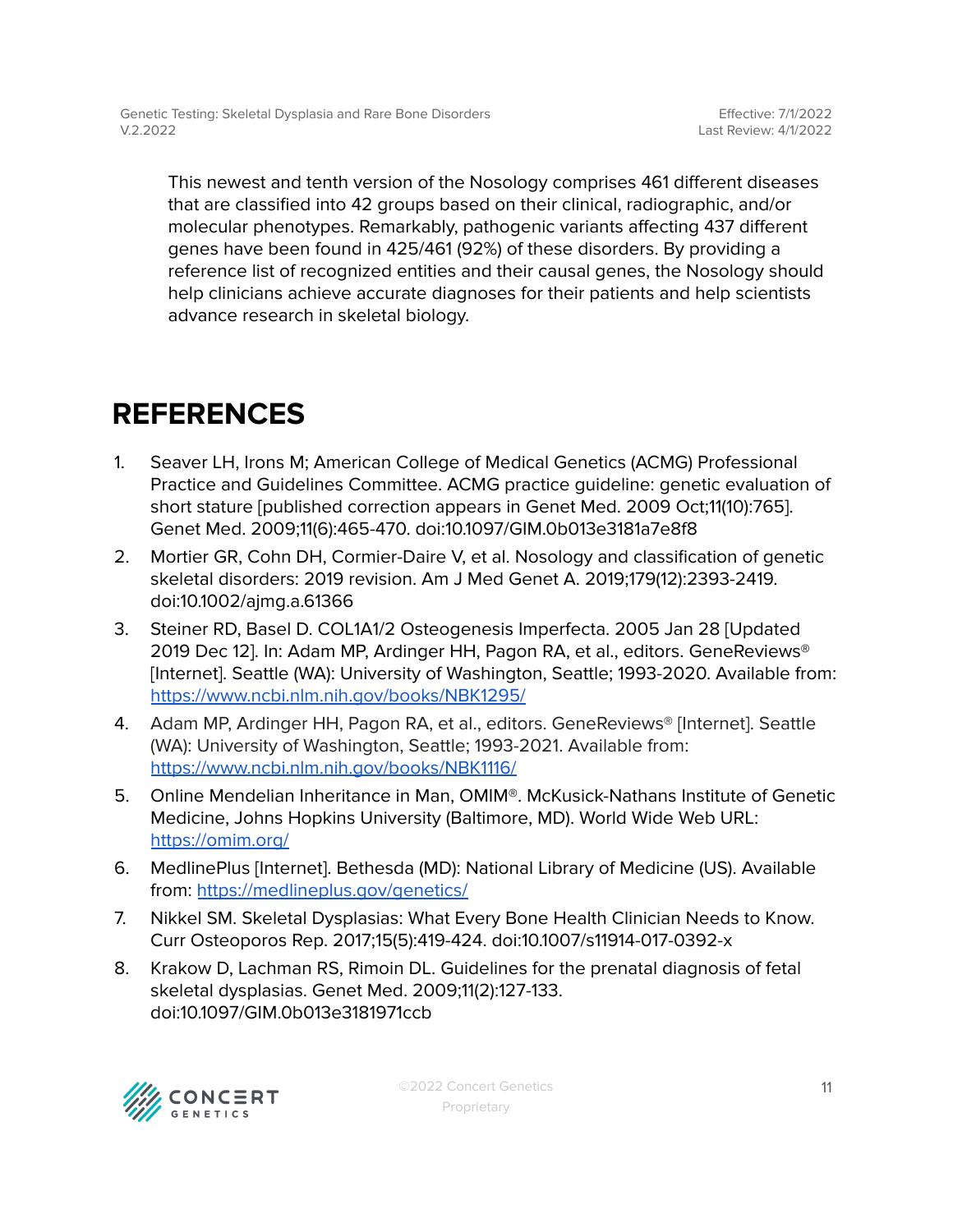This newest and tenth version of the Nosology comprises 461 different diseases that are classified into 42 groups based on their clinical, radiographic, and/or molecular phenotypes. Remarkably, pathogenic variants affecting 437 different genes have been found in 425/461 (92%) of these disorders. By providing a reference list of recognized entities and their causal genes, the Nosology should help clinicians achieve accurate diagnoses for their patients and help scientists advance research in skeletal biology.

# REFERENCES

1. Seaver LH, Irons M; American College of Medical Genetics (ACMG) Professional Practice and Guidelines Committee. ACMG practice guideline: genetic evaluation of short stature [published correction appears in Genet Med. 2009 Oct;11(10):765]. Genet Med. 2009;11(6):465-470. doi:10.1097/GIM.0b013e3181a7e8f8
2. Mortier GR, Cohn DH, Cormier-Daire V, et al. Nosology and classification of genetic skeletal disorders: 2019 revision. Am J Med Genet A. 2019;179(12):2393-2419. doi:10.1002/ajmg.a.61366
3. Steiner RD, Basel D. COL1A1/2 Osteogenesis Imperfecta. 2005 Jan 28 [Updated 2019 Dec 12]. In: Adam MP, Ardinger HH, Pagon RA, et al., editors. GeneReviews® [Internet]. Seattle (WA): University of Washington, Seattle; 1993-2020. Available from: https://www.ncbi.nlm.nih.gov/books/NBK1295/
4. Adam MP, Ardinger HH, Pagon RA, et al., editors. GeneReviews® [Internet]. Seattle (WA): University of Washington, Seattle; 1993-2021. Available from: https://www.ncbi.nlm.nih.gov/books/NBK1116/
5. Online Mendelian Inheritance in Man, OMIM®. McKusick-Nathans Institute of Genetic Medicine, Johns Hopkins University (Baltimore, MD). World Wide Web URL: https://omim.org/
6. MedlinePlus [Internet]. Bethesda (MD): National Library of Medicine (US). Available from: https://medlineplus.gov/genetics/
7. Nikkel SM. Skeletal Dysplasias: What Every Bone Health Clinician Needs to Know. Curr Osteoporos Rep. 2017;15(5):419-424. doi:10.1007/s11914-017-0392-x
8. Krakow D, Lachman RS, Rimoin DL. Guidelines for the prenatal diagnosis of fetal skeletal dysplasias. Genet Med. 2009;11(2):127-133. doi:10.1097/GIM.0b013e3181971ccb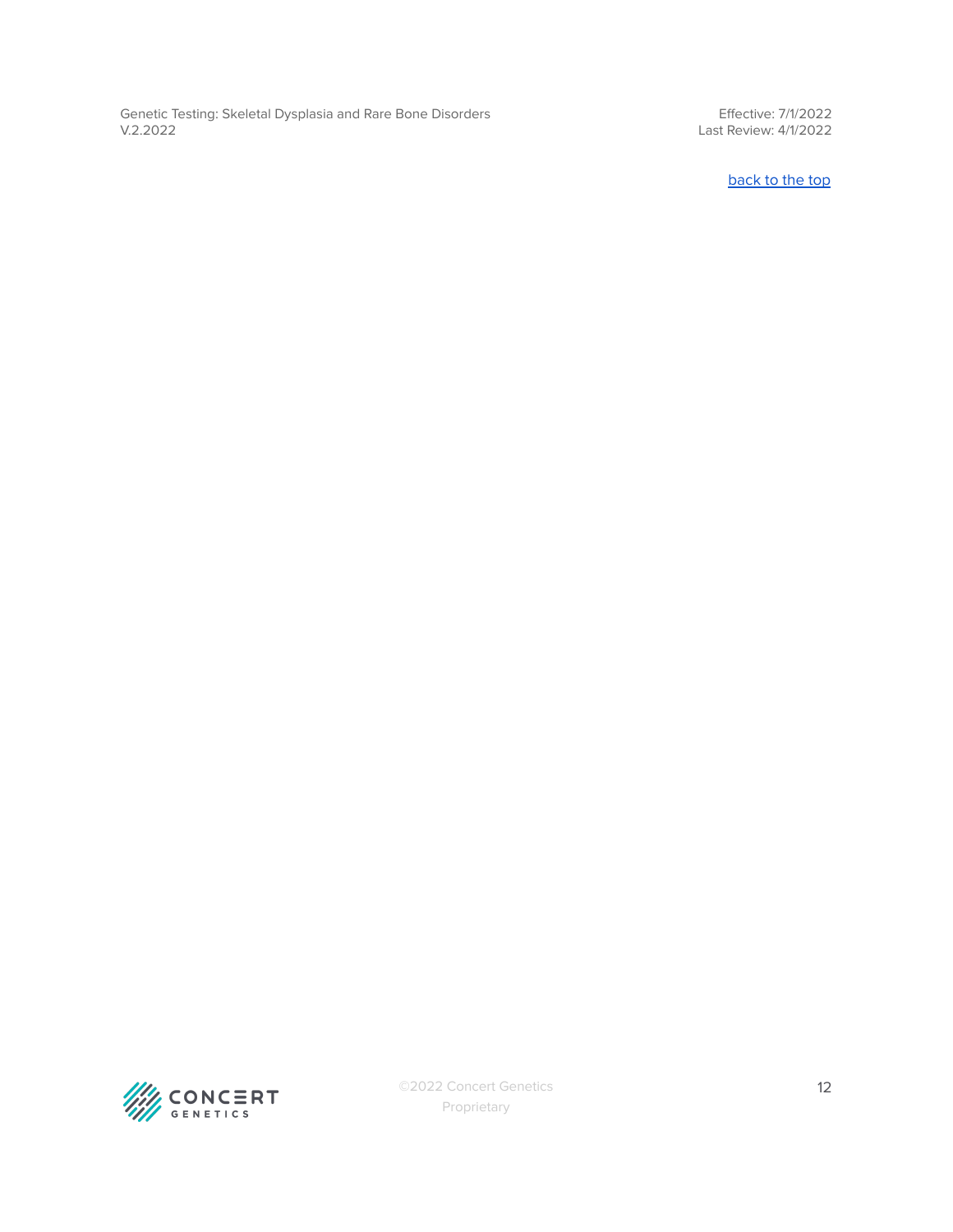[back to the top]